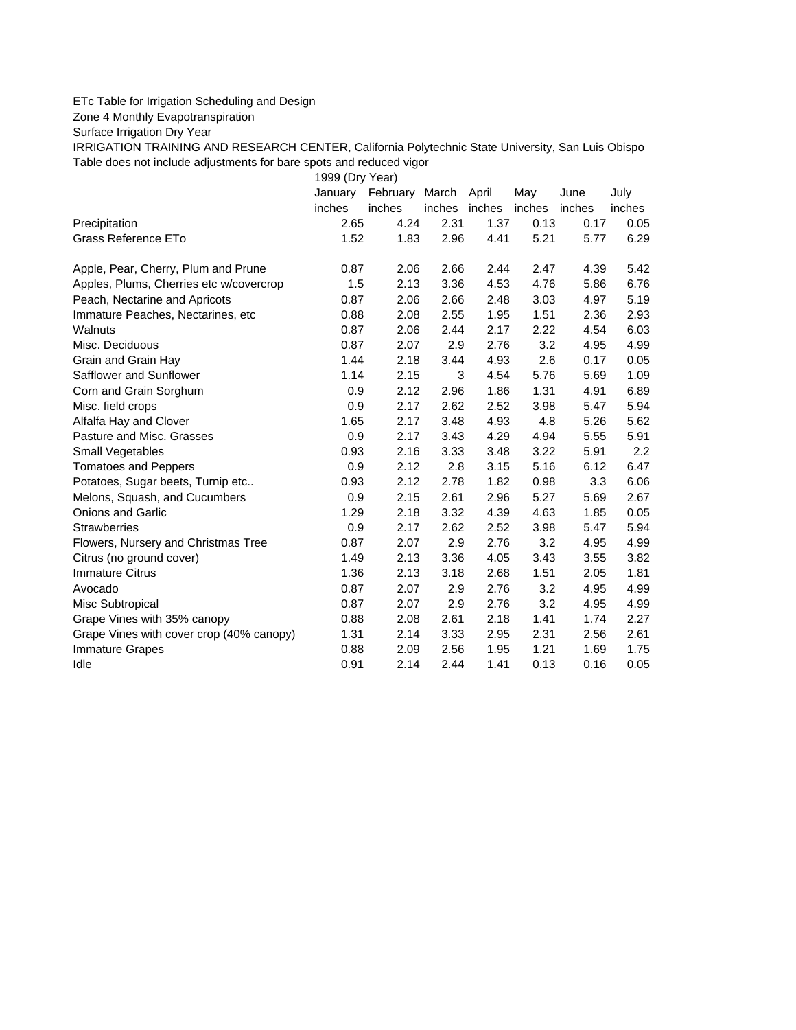ETc Table for Irrigation Scheduling and Design

Zone 4 Monthly Evapotranspiration

Surface Irrigation Dry Year

IRRIGATION TRAINING AND RESEARCH CENTER, California Polytechnic State University, San Luis Obispo

Table does not include adjustments for bare spots and reduced vigor

| | 1999 (Dry Year) | | | | | | |
|---|---|---|---|---|---|---|---|
| | January | February | March | April | May | June | July |
| | inches | inches | inches | inches | inches | inches | inches |
| Precipitation | 2.65 | 4.24 | 2.31 | 1.37 | 0.13 | 0.17 | 0.05 |
| Grass Reference ETo | 1.52 | 1.83 | 2.96 | 4.41 | 5.21 | 5.77 | 6.29 |
| | | | | | | | |
| Apple, Pear, Cherry, Plum and Prune | 0.87 | 2.06 | 2.66 | 2.44 | 2.47 | 4.39 | 5.42 |
| Apples, Plums, Cherries etc w/covercrop | 1.5 | 2.13 | 3.36 | 4.53 | 4.76 | 5.86 | 6.76 |
| Peach, Nectarine and Apricots | 0.87 | 2.06 | 2.66 | 2.48 | 3.03 | 4.97 | 5.19 |
| Immature Peaches, Nectarines, etc | 0.88 | 2.08 | 2.55 | 1.95 | 1.51 | 2.36 | 2.93 |
| Walnuts | 0.87 | 2.06 | 2.44 | 2.17 | 2.22 | 4.54 | 6.03 |
| Misc. Deciduous | 0.87 | 2.07 | 2.9 | 2.76 | 3.2 | 4.95 | 4.99 |
| Grain and Grain Hay | 1.44 | 2.18 | 3.44 | 4.93 | 2.6 | 0.17 | 0.05 |
| Safflower and Sunflower | 1.14 | 2.15 | 3 | 4.54 | 5.76 | 5.69 | 1.09 |
| Corn and Grain Sorghum | 0.9 | 2.12 | 2.96 | 1.86 | 1.31 | 4.91 | 6.89 |
| Misc. field crops | 0.9 | 2.17 | 2.62 | 2.52 | 3.98 | 5.47 | 5.94 |
| Alfalfa Hay and Clover | 1.65 | 2.17 | 3.48 | 4.93 | 4.8 | 5.26 | 5.62 |
| Pasture and Misc. Grasses | 0.9 | 2.17 | 3.43 | 4.29 | 4.94 | 5.55 | 5.91 |
| Small Vegetables | 0.93 | 2.16 | 3.33 | 3.48 | 3.22 | 5.91 | 2.2 |
| Tomatoes and Peppers | 0.9 | 2.12 | 2.8 | 3.15 | 5.16 | 6.12 | 6.47 |
| Potatoes, Sugar beets, Turnip etc.. | 0.93 | 2.12 | 2.78 | 1.82 | 0.98 | 3.3 | 6.06 |
| Melons, Squash, and Cucumbers | 0.9 | 2.15 | 2.61 | 2.96 | 5.27 | 5.69 | 2.67 |
| Onions and Garlic | 1.29 | 2.18 | 3.32 | 4.39 | 4.63 | 1.85 | 0.05 |
| Strawberries | 0.9 | 2.17 | 2.62 | 2.52 | 3.98 | 5.47 | 5.94 |
| Flowers, Nursery and Christmas Tree | 0.87 | 2.07 | 2.9 | 2.76 | 3.2 | 4.95 | 4.99 |
| Citrus (no ground cover) | 1.49 | 2.13 | 3.36 | 4.05 | 3.43 | 3.55 | 3.82 |
| Immature Citrus | 1.36 | 2.13 | 3.18 | 2.68 | 1.51 | 2.05 | 1.81 |
| Avocado | 0.87 | 2.07 | 2.9 | 2.76 | 3.2 | 4.95 | 4.99 |
| Misc Subtropical | 0.87 | 2.07 | 2.9 | 2.76 | 3.2 | 4.95 | 4.99 |
| Grape Vines with 35% canopy | 0.88 | 2.08 | 2.61 | 2.18 | 1.41 | 1.74 | 2.27 |
| Grape Vines with cover crop (40% canopy) | 1.31 | 2.14 | 3.33 | 2.95 | 2.31 | 2.56 | 2.61 |
| Immature Grapes | 0.88 | 2.09 | 2.56 | 1.95 | 1.21 | 1.69 | 1.75 |
| Idle | 0.91 | 2.14 | 2.44 | 1.41 | 0.13 | 0.16 | 0.05 |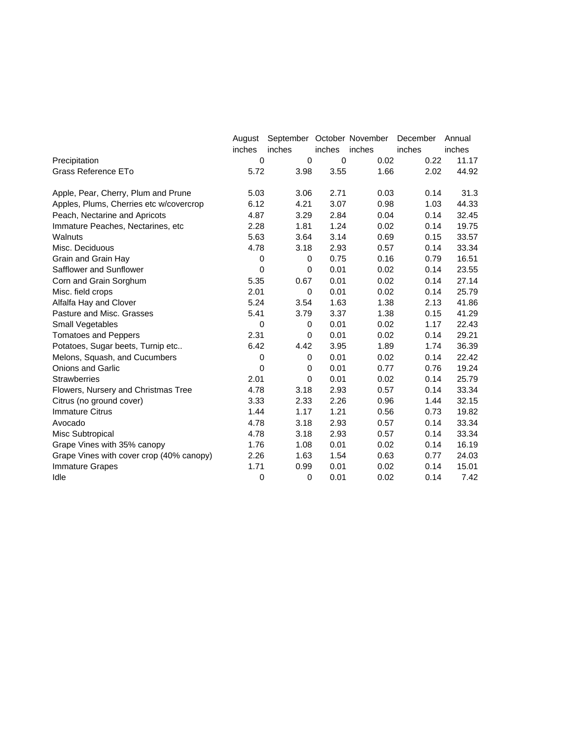| | August inches | September inches | October inches | November inches | December inches | Annual inches |
|---|---|---|---|---|---|---|
| Precipitation | 0 | 0 | 0 | 0.02 | 0.22 | 11.17 |
| Grass Reference ETo | 5.72 | 3.98 | 3.55 | 1.66 | 2.02 | 44.92 |
| | | | | | | |
| Apple, Pear, Cherry, Plum and Prune | 5.03 | 3.06 | 2.71 | 0.03 | 0.14 | 31.3 |
| Apples, Plums, Cherries etc w/covercrop | 6.12 | 4.21 | 3.07 | 0.98 | 1.03 | 44.33 |
| Peach, Nectarine and Apricots | 4.87 | 3.29 | 2.84 | 0.04 | 0.14 | 32.45 |
| Immature Peaches, Nectarines, etc | 2.28 | 1.81 | 1.24 | 0.02 | 0.14 | 19.75 |
| Walnuts | 5.63 | 3.64 | 3.14 | 0.69 | 0.15 | 33.57 |
| Misc. Deciduous | 4.78 | 3.18 | 2.93 | 0.57 | 0.14 | 33.34 |
| Grain and Grain Hay | 0 | 0 | 0.75 | 0.16 | 0.79 | 16.51 |
| Safflower and Sunflower | 0 | 0 | 0.01 | 0.02 | 0.14 | 23.55 |
| Corn and Grain Sorghum | 5.35 | 0.67 | 0.01 | 0.02 | 0.14 | 27.14 |
| Misc. field crops | 2.01 | 0 | 0.01 | 0.02 | 0.14 | 25.79 |
| Alfalfa Hay and Clover | 5.24 | 3.54 | 1.63 | 1.38 | 2.13 | 41.86 |
| Pasture and Misc. Grasses | 5.41 | 3.79 | 3.37 | 1.38 | 0.15 | 41.29 |
| Small Vegetables | 0 | 0 | 0.01 | 0.02 | 1.17 | 22.43 |
| Tomatoes and Peppers | 2.31 | 0 | 0.01 | 0.02 | 0.14 | 29.21 |
| Potatoes, Sugar beets, Turnip etc.. | 6.42 | 4.42 | 3.95 | 1.89 | 1.74 | 36.39 |
| Melons, Squash, and Cucumbers | 0 | 0 | 0.01 | 0.02 | 0.14 | 22.42 |
| Onions and Garlic | 0 | 0 | 0.01 | 0.77 | 0.76 | 19.24 |
| Strawberries | 2.01 | 0 | 0.01 | 0.02 | 0.14 | 25.79 |
| Flowers, Nursery and Christmas Tree | 4.78 | 3.18 | 2.93 | 0.57 | 0.14 | 33.34 |
| Citrus (no ground cover) | 3.33 | 2.33 | 2.26 | 0.96 | 1.44 | 32.15 |
| Immature Citrus | 1.44 | 1.17 | 1.21 | 0.56 | 0.73 | 19.82 |
| Avocado | 4.78 | 3.18 | 2.93 | 0.57 | 0.14 | 33.34 |
| Misc Subtropical | 4.78 | 3.18 | 2.93 | 0.57 | 0.14 | 33.34 |
| Grape Vines with 35% canopy | 1.76 | 1.08 | 0.01 | 0.02 | 0.14 | 16.19 |
| Grape Vines with cover crop (40% canopy) | 2.26 | 1.63 | 1.54 | 0.63 | 0.77 | 24.03 |
| Immature Grapes | 1.71 | 0.99 | 0.01 | 0.02 | 0.14 | 15.01 |
| Idle | 0 | 0 | 0.01 | 0.02 | 0.14 | 7.42 |